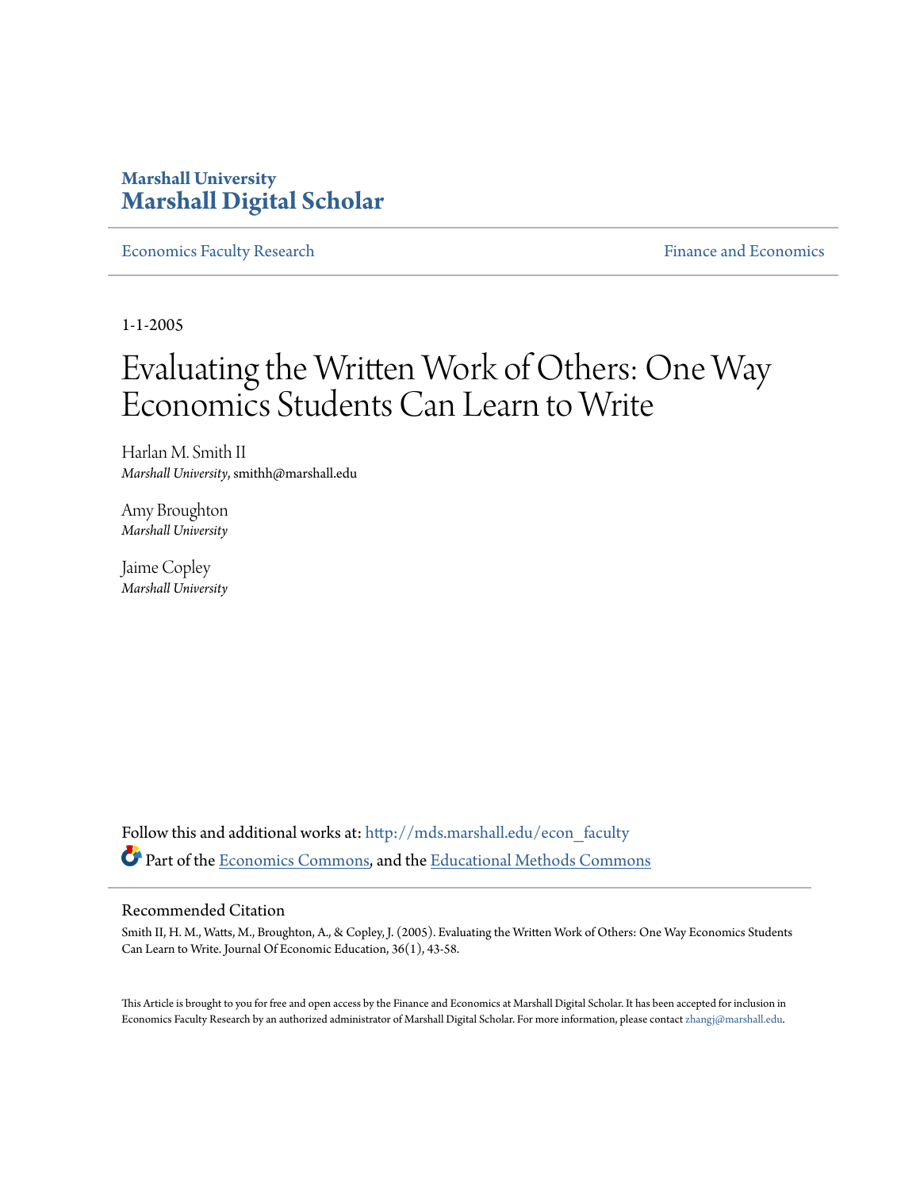Marshall University
**Marshall Digital Scholar**

Economics Faculty Research | Finance and Economics

1-1-2005

# Evaluating the Written Work of Others: One Way Economics Students Can Learn to Write

Harlan M. Smith II
*Marshall University*, smithh@marshall.edu

Amy Broughton
*Marshall University*

Jaime Copley
*Marshall University*

Follow this and additional works at: http://mds.marshall.edu/econ_faculty

Part of the Economics Commons, and the Educational Methods Commons

## Recommended Citation

Smith II, H. M., Watts, M., Broughton, A., & Copley, J. (2005). Evaluating the Written Work of Others: One Way Economics Students Can Learn to Write. Journal Of Economic Education, 36(1), 43-58.

This Article is brought to you for free and open access by the Finance and Economics at Marshall Digital Scholar. It has been accepted for inclusion in Economics Faculty Research by an authorized administrator of Marshall Digital Scholar. For more information, please contact zhangj@marshall.edu.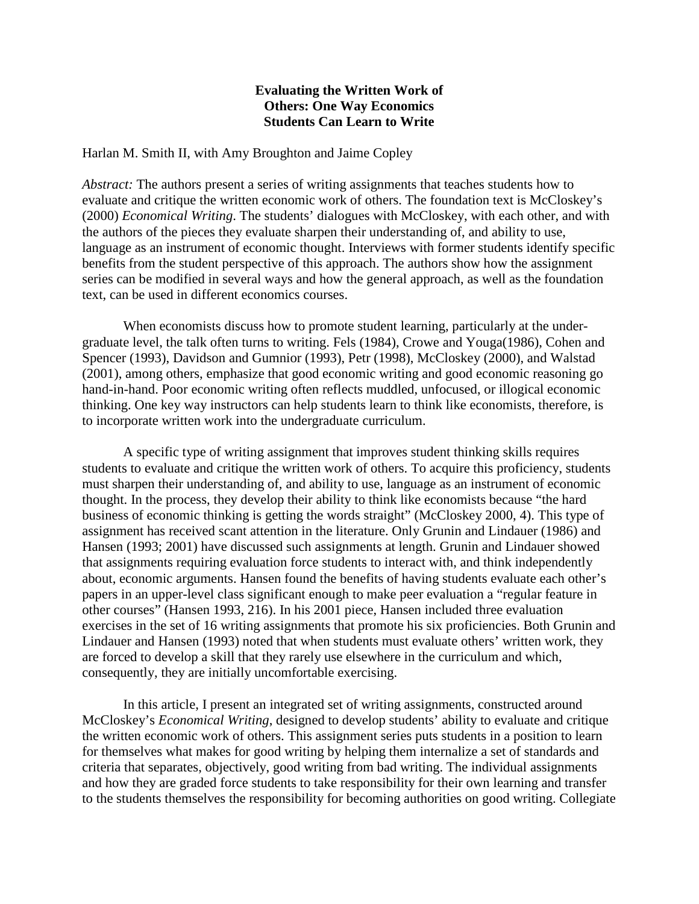**Evaluating the Written Work of Others: One Way Economics Students Can Learn to Write**

Harlan M. Smith II, with Amy Broughton and Jaime Copley

*Abstract:* The authors present a series of writing assignments that teaches students how to evaluate and critique the written economic work of others. The foundation text is McCloskey's (2000) *Economical Writing*. The students' dialogues with McCloskey, with each other, and with the authors of the pieces they evaluate sharpen their understanding of, and ability to use, language as an instrument of economic thought. Interviews with former students identify specific benefits from the student perspective of this approach. The authors show how the assignment series can be modified in several ways and how the general approach, as well as the foundation text, can be used in different economics courses.

When economists discuss how to promote student learning, particularly at the undergraduate level, the talk often turns to writing. Fels (1984), Crowe and Youga(1986), Cohen and Spencer (1993), Davidson and Gumnior (1993), Petr (1998), McCloskey (2000), and Walstad (2001), among others, emphasize that good economic writing and good economic reasoning go hand-in-hand. Poor economic writing often reflects muddled, unfocused, or illogical economic thinking. One key way instructors can help students learn to think like economists, therefore, is to incorporate written work into the undergraduate curriculum.

A specific type of writing assignment that improves student thinking skills requires students to evaluate and critique the written work of others. To acquire this proficiency, students must sharpen their understanding of, and ability to use, language as an instrument of economic thought. In the process, they develop their ability to think like economists because "the hard business of economic thinking is getting the words straight" (McCloskey 2000, 4). This type of assignment has received scant attention in the literature. Only Grunin and Lindauer (1986) and Hansen (1993; 2001) have discussed such assignments at length. Grunin and Lindauer showed that assignments requiring evaluation force students to interact with, and think independently about, economic arguments. Hansen found the benefits of having students evaluate each other's papers in an upper-level class significant enough to make peer evaluation a "regular feature in other courses" (Hansen 1993, 216). In his 2001 piece, Hansen included three evaluation exercises in the set of 16 writing assignments that promote his six proficiencies. Both Grunin and Lindauer and Hansen (1993) noted that when students must evaluate others' written work, they are forced to develop a skill that they rarely use elsewhere in the curriculum and which, consequently, they are initially uncomfortable exercising.

In this article, I present an integrated set of writing assignments, constructed around McCloskey's *Economical Writing*, designed to develop students' ability to evaluate and critique the written economic work of others. This assignment series puts students in a position to learn for themselves what makes for good writing by helping them internalize a set of standards and criteria that separates, objectively, good writing from bad writing. The individual assignments and how they are graded force students to take responsibility for their own learning and transfer to the students themselves the responsibility for becoming authorities on good writing. Collegiate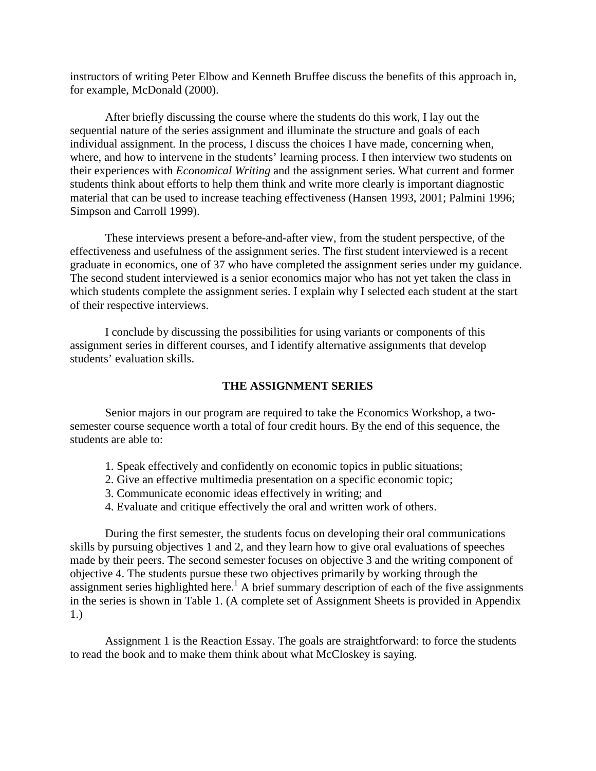instructors of writing Peter Elbow and Kenneth Bruffee discuss the benefits of this approach in, for example, McDonald (2000).

After briefly discussing the course where the students do this work, I lay out the sequential nature of the series assignment and illuminate the structure and goals of each individual assignment. In the process, I discuss the choices I have made, concerning when, where, and how to intervene in the students' learning process. I then interview two students on their experiences with *Economical Writing* and the assignment series. What current and former students think about efforts to help them think and write more clearly is important diagnostic material that can be used to increase teaching effectiveness (Hansen 1993, 2001; Palmini 1996; Simpson and Carroll 1999).

These interviews present a before-and-after view, from the student perspective, of the effectiveness and usefulness of the assignment series. The first student interviewed is a recent graduate in economics, one of 37 who have completed the assignment series under my guidance. The second student interviewed is a senior economics major who has not yet taken the class in which students complete the assignment series. I explain why I selected each student at the start of their respective interviews.

I conclude by discussing the possibilities for using variants or components of this assignment series in different courses, and I identify alternative assignments that develop students' evaluation skills.

## THE ASSIGNMENT SERIES

Senior majors in our program are required to take the Economics Workshop, a two-semester course sequence worth a total of four credit hours. By the end of this sequence, the students are able to:

1. Speak effectively and confidently on economic topics in public situations;
2. Give an effective multimedia presentation on a specific economic topic;
3. Communicate economic ideas effectively in writing; and
4. Evaluate and critique effectively the oral and written work of others.

During the first semester, the students focus on developing their oral communications skills by pursuing objectives 1 and 2, and they learn how to give oral evaluations of speeches made by their peers. The second semester focuses on objective 3 and the writing component of objective 4. The students pursue these two objectives primarily by working through the assignment series highlighted here.[1] A brief summary description of each of the five assignments in the series is shown in Table 1. (A complete set of Assignment Sheets is provided in Appendix 1.)

Assignment 1 is the Reaction Essay. The goals are straightforward: to force the students to read the book and to make them think about what McCloskey is saying.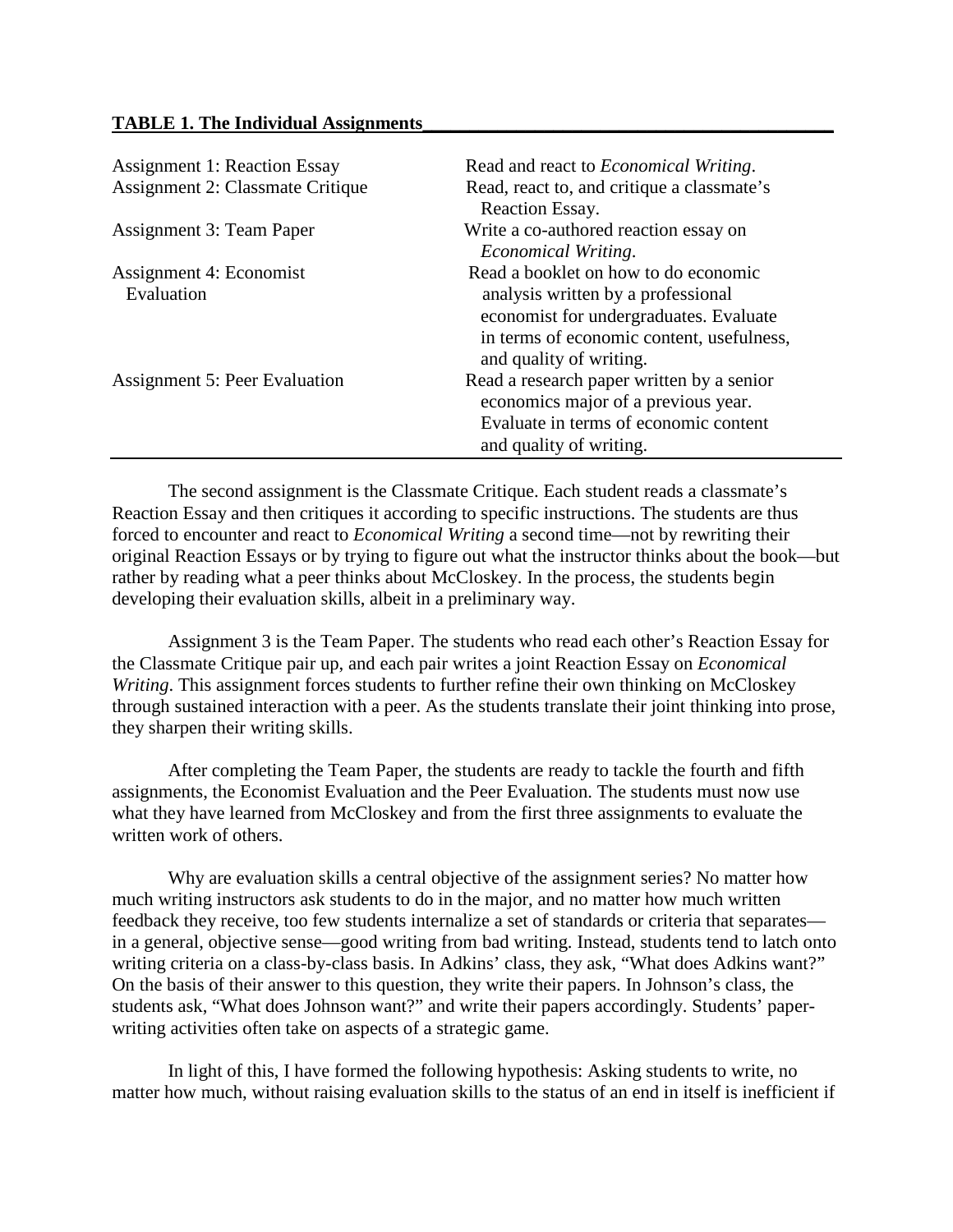**TABLE 1. The Individual Assignments**

| | |
|---|---|
| Assignment 1: Reaction Essay | Read and react to *Economical Writing*. |
| Assignment 2: Classmate Critique | Read, react to, and critique a classmate's Reaction Essay. |
| Assignment 3: Team Paper | Write a co-authored reaction essay on *Economical Writing*. |
| Assignment 4: Economist Evaluation | Read a booklet on how to do economic analysis written by a professional economist for undergraduates. Evaluate in terms of economic content, usefulness, and quality of writing. |
| Assignment 5: Peer Evaluation | Read a research paper written by a senior economics major of a previous year. Evaluate in terms of economic content and quality of writing. |

The second assignment is the Classmate Critique. Each student reads a classmate's Reaction Essay and then critiques it according to specific instructions. The students are thus forced to encounter and react to *Economical Writing* a second time—not by rewriting their original Reaction Essays or by trying to figure out what the instructor thinks about the book—but rather by reading what a peer thinks about McCloskey. In the process, the students begin developing their evaluation skills, albeit in a preliminary way.

Assignment 3 is the Team Paper. The students who read each other's Reaction Essay for the Classmate Critique pair up, and each pair writes a joint Reaction Essay on *Economical Writing*. This assignment forces students to further refine their own thinking on McCloskey through sustained interaction with a peer. As the students translate their joint thinking into prose, they sharpen their writing skills.

After completing the Team Paper, the students are ready to tackle the fourth and fifth assignments, the Economist Evaluation and the Peer Evaluation. The students must now use what they have learned from McCloskey and from the first three assignments to evaluate the written work of others.

Why are evaluation skills a central objective of the assignment series? No matter how much writing instructors ask students to do in the major, and no matter how much written feedback they receive, too few students internalize a set of standards or criteria that separates—in a general, objective sense—good writing from bad writing. Instead, students tend to latch onto writing criteria on a class-by-class basis. In Adkins' class, they ask, "What does Adkins want?" On the basis of their answer to this question, they write their papers. In Johnson's class, the students ask, "What does Johnson want?" and write their papers accordingly. Students' paper-writing activities often take on aspects of a strategic game.

In light of this, I have formed the following hypothesis: Asking students to write, no matter how much, without raising evaluation skills to the status of an end in itself is inefficient if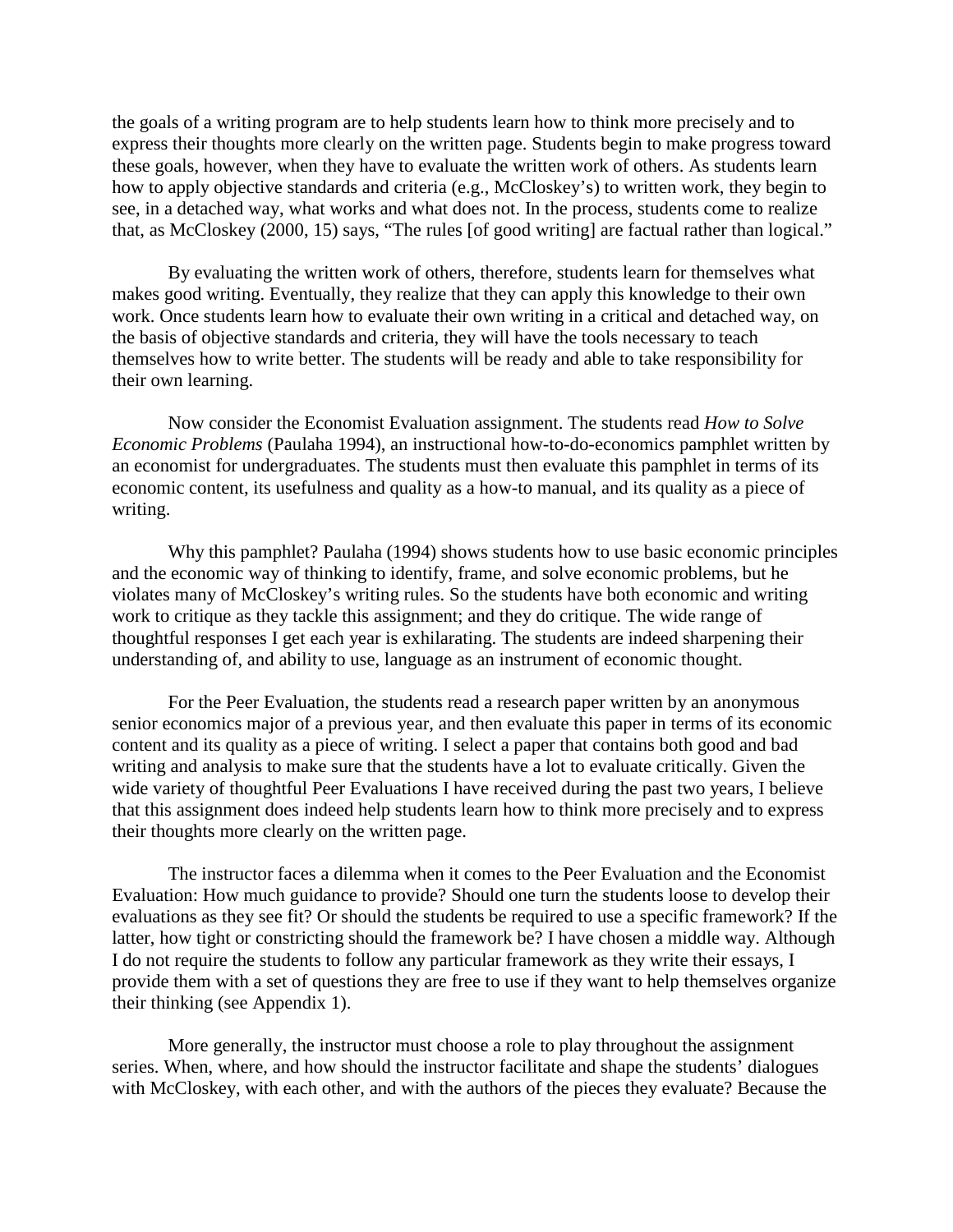the goals of a writing program are to help students learn how to think more precisely and to express their thoughts more clearly on the written page. Students begin to make progress toward these goals, however, when they have to evaluate the written work of others. As students learn how to apply objective standards and criteria (e.g., McCloskey's) to written work, they begin to see, in a detached way, what works and what does not. In the process, students come to realize that, as McCloskey (2000, 15) says, "The rules [of good writing] are factual rather than logical."

By evaluating the written work of others, therefore, students learn for themselves what makes good writing. Eventually, they realize that they can apply this knowledge to their own work. Once students learn how to evaluate their own writing in a critical and detached way, on the basis of objective standards and criteria, they will have the tools necessary to teach themselves how to write better. The students will be ready and able to take responsibility for their own learning.

Now consider the Economist Evaluation assignment. The students read *How to Solve Economic Problems* (Paulaha 1994), an instructional how-to-do-economics pamphlet written by an economist for undergraduates. The students must then evaluate this pamphlet in terms of its economic content, its usefulness and quality as a how-to manual, and its quality as a piece of writing.

Why this pamphlet? Paulaha (1994) shows students how to use basic economic principles and the economic way of thinking to identify, frame, and solve economic problems, but he violates many of McCloskey's writing rules. So the students have both economic and writing work to critique as they tackle this assignment; and they do critique. The wide range of thoughtful responses I get each year is exhilarating. The students are indeed sharpening their understanding of, and ability to use, language as an instrument of economic thought.

For the Peer Evaluation, the students read a research paper written by an anonymous senior economics major of a previous year, and then evaluate this paper in terms of its economic content and its quality as a piece of writing. I select a paper that contains both good and bad writing and analysis to make sure that the students have a lot to evaluate critically. Given the wide variety of thoughtful Peer Evaluations I have received during the past two years, I believe that this assignment does indeed help students learn how to think more precisely and to express their thoughts more clearly on the written page.

The instructor faces a dilemma when it comes to the Peer Evaluation and the Economist Evaluation: How much guidance to provide? Should one turn the students loose to develop their evaluations as they see fit? Or should the students be required to use a specific framework? If the latter, how tight or constricting should the framework be? I have chosen a middle way. Although I do not require the students to follow any particular framework as they write their essays, I provide them with a set of questions they are free to use if they want to help themselves organize their thinking (see Appendix 1).

More generally, the instructor must choose a role to play throughout the assignment series. When, where, and how should the instructor facilitate and shape the students' dialogues with McCloskey, with each other, and with the authors of the pieces they evaluate? Because the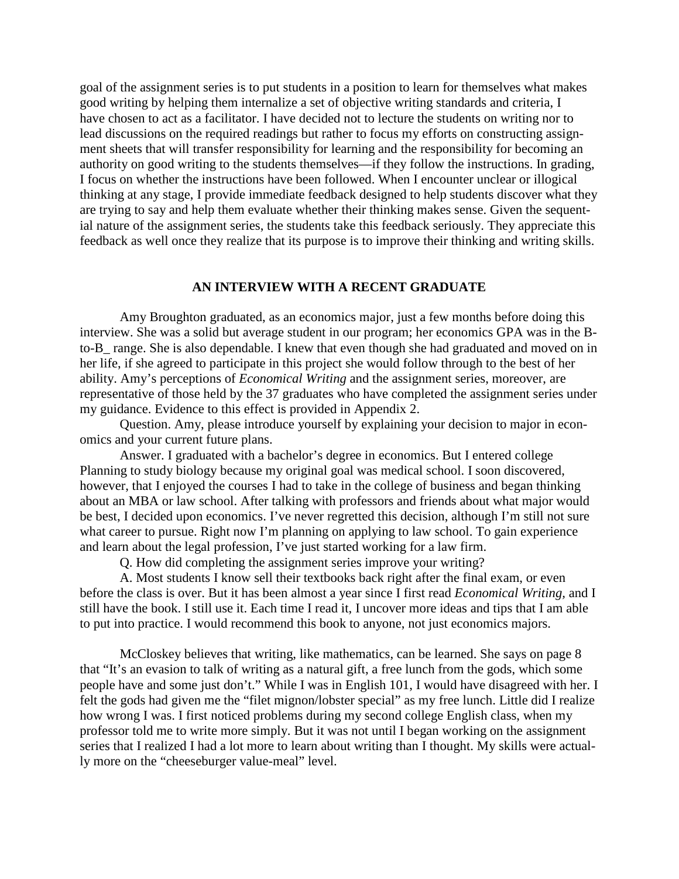goal of the assignment series is to put students in a position to learn for themselves what makes good writing by helping them internalize a set of objective writing standards and criteria, I have chosen to act as a facilitator. I have decided not to lecture the students on writing nor to lead discussions on the required readings but rather to focus my efforts on constructing assignment sheets that will transfer responsibility for learning and the responsibility for becoming an authority on good writing to the students themselves—if they follow the instructions. In grading, I focus on whether the instructions have been followed. When I encounter unclear or illogical thinking at any stage, I provide immediate feedback designed to help students discover what they are trying to say and help them evaluate whether their thinking makes sense. Given the sequential nature of the assignment series, the students take this feedback seriously. They appreciate this feedback as well once they realize that its purpose is to improve their thinking and writing skills.

## AN INTERVIEW WITH A RECENT GRADUATE

Amy Broughton graduated, as an economics major, just a few months before doing this interview. She was a solid but average student in our program; her economics GPA was in the B-to-B_ range. She is also dependable. I knew that even though she had graduated and moved on in her life, if she agreed to participate in this project she would follow through to the best of her ability. Amy's perceptions of *Economical Writing* and the assignment series, moreover, are representative of those held by the 37 graduates who have completed the assignment series under my guidance. Evidence to this effect is provided in Appendix 2.

Question. Amy, please introduce yourself by explaining your decision to major in economics and your current future plans.

Answer. I graduated with a bachelor's degree in economics. But I entered college Planning to study biology because my original goal was medical school. I soon discovered, however, that I enjoyed the courses I had to take in the college of business and began thinking about an MBA or law school. After talking with professors and friends about what major would be best, I decided upon economics. I've never regretted this decision, although I'm still not sure what career to pursue. Right now I'm planning on applying to law school. To gain experience and learn about the legal profession, I've just started working for a law firm.

Q. How did completing the assignment series improve your writing?

A. Most students I know sell their textbooks back right after the final exam, or even before the class is over. But it has been almost a year since I first read *Economical Writing,* and I still have the book. I still use it. Each time I read it, I uncover more ideas and tips that I am able to put into practice. I would recommend this book to anyone, not just economics majors.

McCloskey believes that writing, like mathematics, can be learned. She says on page 8 that "It's an evasion to talk of writing as a natural gift, a free lunch from the gods, which some people have and some just don't." While I was in English 101, I would have disagreed with her. I felt the gods had given me the "filet mignon/lobster special" as my free lunch. Little did I realize how wrong I was. I first noticed problems during my second college English class, when my professor told me to write more simply. But it was not until I began working on the assignment series that I realized I had a lot more to learn about writing than I thought. My skills were actually more on the "cheeseburger value-meal" level.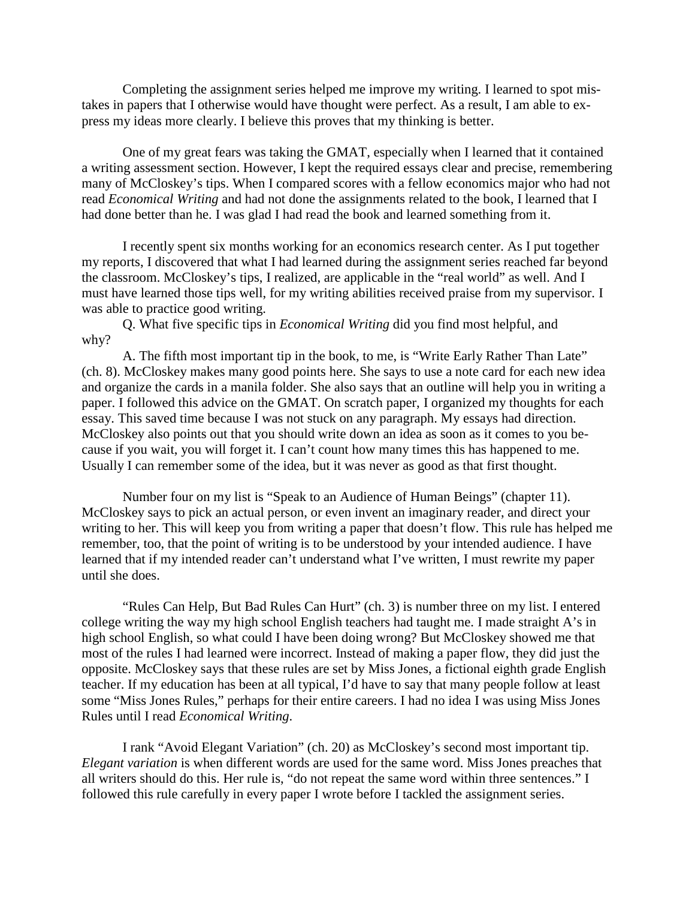Completing the assignment series helped me improve my writing. I learned to spot mistakes in papers that I otherwise would have thought were perfect. As a result, I am able to express my ideas more clearly. I believe this proves that my thinking is better.

One of my great fears was taking the GMAT, especially when I learned that it contained a writing assessment section. However, I kept the required essays clear and precise, remembering many of McCloskey's tips. When I compared scores with a fellow economics major who had not read *Economical Writing* and had not done the assignments related to the book, I learned that I had done better than he. I was glad I had read the book and learned something from it.

I recently spent six months working for an economics research center. As I put together my reports, I discovered that what I had learned during the assignment series reached far beyond the classroom. McCloskey's tips, I realized, are applicable in the "real world" as well. And I must have learned those tips well, for my writing abilities received praise from my supervisor. I was able to practice good writing.

Q. What five specific tips in *Economical Writing* did you find most helpful, and why?

A. The fifth most important tip in the book, to me, is "Write Early Rather Than Late" (ch. 8). McCloskey makes many good points here. She says to use a note card for each new idea and organize the cards in a manila folder. She also says that an outline will help you in writing a paper. I followed this advice on the GMAT. On scratch paper, I organized my thoughts for each essay. This saved time because I was not stuck on any paragraph. My essays had direction. McCloskey also points out that you should write down an idea as soon as it comes to you because if you wait, you will forget it. I can't count how many times this has happened to me. Usually I can remember some of the idea, but it was never as good as that first thought.

Number four on my list is "Speak to an Audience of Human Beings" (chapter 11). McCloskey says to pick an actual person, or even invent an imaginary reader, and direct your writing to her. This will keep you from writing a paper that doesn't flow. This rule has helped me remember, too, that the point of writing is to be understood by your intended audience. I have learned that if my intended reader can't understand what I've written, I must rewrite my paper until she does.

"Rules Can Help, But Bad Rules Can Hurt" (ch. 3) is number three on my list. I entered college writing the way my high school English teachers had taught me. I made straight A's in high school English, so what could I have been doing wrong? But McCloskey showed me that most of the rules I had learned were incorrect. Instead of making a paper flow, they did just the opposite. McCloskey says that these rules are set by Miss Jones, a fictional eighth grade English teacher. If my education has been at all typical, I'd have to say that many people follow at least some "Miss Jones Rules," perhaps for their entire careers. I had no idea I was using Miss Jones Rules until I read *Economical Writing*.

I rank "Avoid Elegant Variation" (ch. 20) as McCloskey's second most important tip. *Elegant variation* is when different words are used for the same word. Miss Jones preaches that all writers should do this. Her rule is, "do not repeat the same word within three sentences." I followed this rule carefully in every paper I wrote before I tackled the assignment series.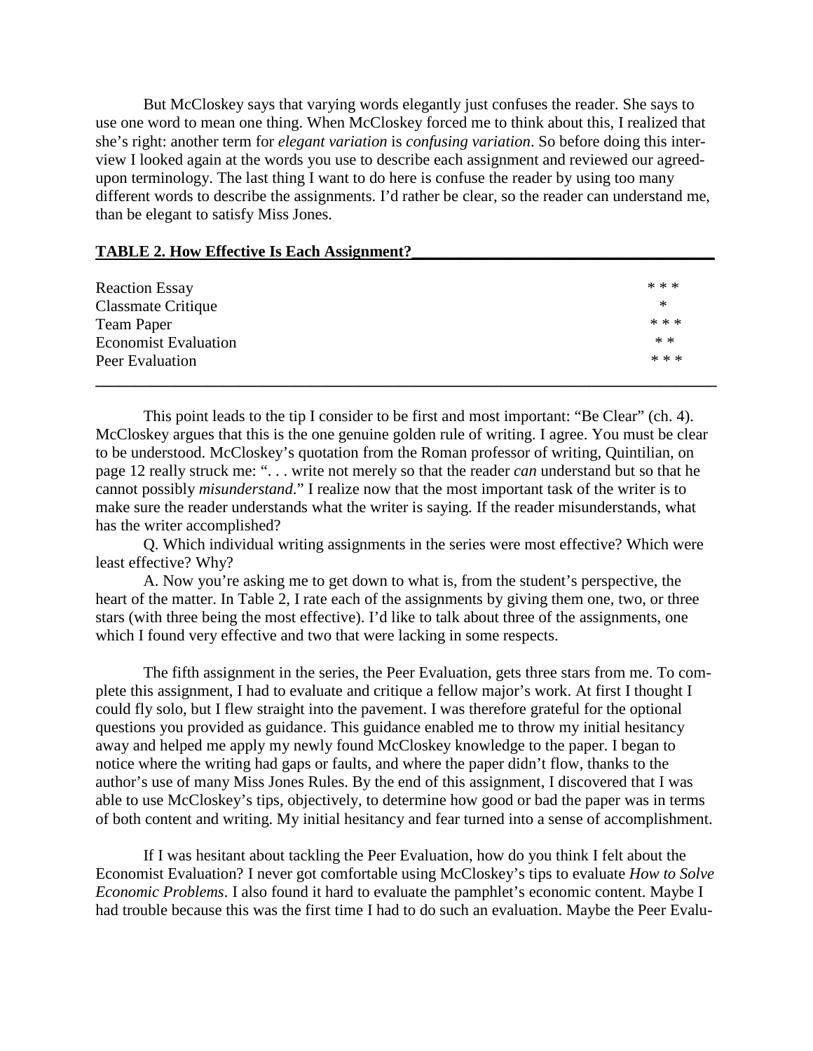But McCloskey says that varying words elegantly just confuses the reader. She says to use one word to mean one thing. When McCloskey forced me to think about this, I realized that she's right: another term for *elegant variation* is *confusing variation*. So before doing this interview I looked again at the words you use to describe each assignment and reviewed our agreed-upon terminology. The last thing I want to do here is confuse the reader by using too many different words to describe the assignments. I'd rather be clear, so the reader can understand me, than be elegant to satisfy Miss Jones.

**TABLE 2. How Effective Is Each Assignment?**

| Assignment | Rating |
|---|---|
| Reaction Essay | * * * |
| Classmate Critique | * |
| Team Paper | * * * |
| Economist Evaluation | * * |
| Peer Evaluation | * * * |

This point leads to the tip I consider to be first and most important: "Be Clear" (ch. 4). McCloskey argues that this is the one genuine golden rule of writing. I agree. You must be clear to be understood. McCloskey's quotation from the Roman professor of writing, Quintilian, on page 12 really struck me: ". . . write not merely so that the reader *can* understand but so that he cannot possibly *misunderstand*." I realize now that the most important task of the writer is to make sure the reader understands what the writer is saying. If the reader misunderstands, what has the writer accomplished?

Q. Which individual writing assignments in the series were most effective? Which were least effective? Why?

A. Now you're asking me to get down to what is, from the student's perspective, the heart of the matter. In Table 2, I rate each of the assignments by giving them one, two, or three stars (with three being the most effective). I'd like to talk about three of the assignments, one which I found very effective and two that were lacking in some respects.

The fifth assignment in the series, the Peer Evaluation, gets three stars from me. To complete this assignment, I had to evaluate and critique a fellow major's work. At first I thought I could fly solo, but I flew straight into the pavement. I was therefore grateful for the optional questions you provided as guidance. This guidance enabled me to throw my initial hesitancy away and helped me apply my newly found McCloskey knowledge to the paper. I began to notice where the writing had gaps or faults, and where the paper didn't flow, thanks to the author's use of many Miss Jones Rules. By the end of this assignment, I discovered that I was able to use McCloskey's tips, objectively, to determine how good or bad the paper was in terms of both content and writing. My initial hesitancy and fear turned into a sense of accomplishment.

If I was hesitant about tackling the Peer Evaluation, how do you think I felt about the Economist Evaluation? I never got comfortable using McCloskey's tips to evaluate *How to Solve Economic Problems*. I also found it hard to evaluate the pamphlet's economic content. Maybe I had trouble because this was the first time I had to do such an evaluation. Maybe the Peer Evalu-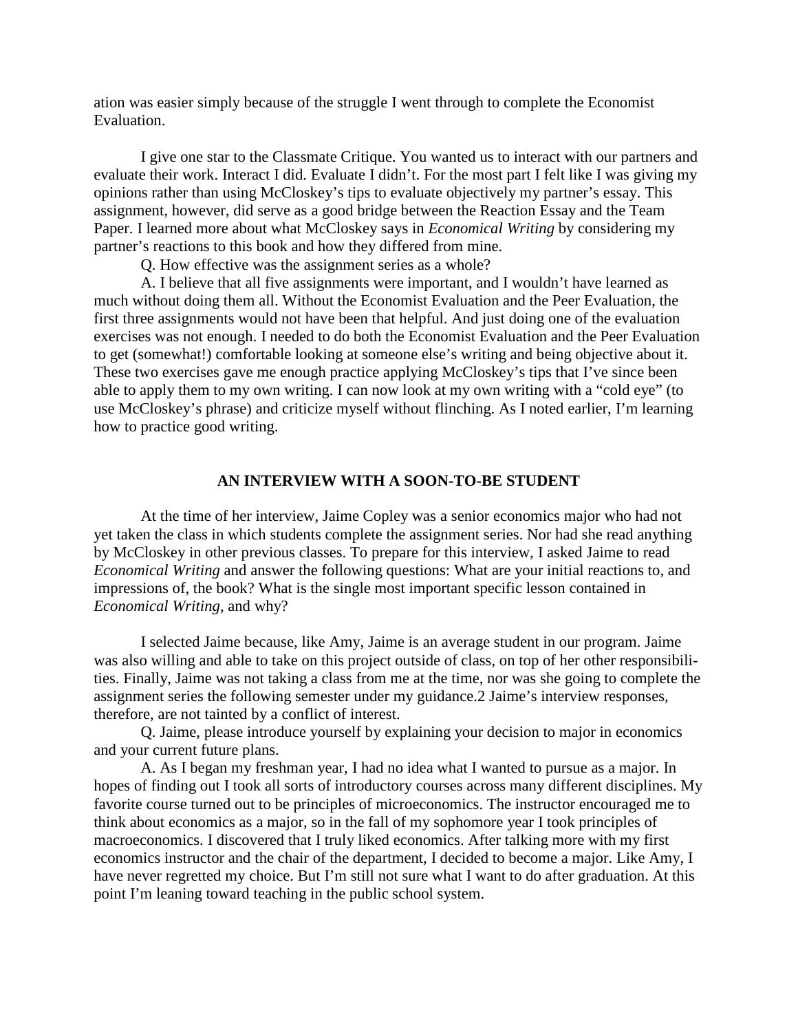ation was easier simply because of the struggle I went through to complete the Economist Evaluation.

I give one star to the Classmate Critique. You wanted us to interact with our partners and evaluate their work. Interact I did. Evaluate I didn't. For the most part I felt like I was giving my opinions rather than using McCloskey's tips to evaluate objectively my partner's essay. This assignment, however, did serve as a good bridge between the Reaction Essay and the Team Paper. I learned more about what McCloskey says in *Economical Writing* by considering my partner's reactions to this book and how they differed from mine.

Q. How effective was the assignment series as a whole?

A. I believe that all five assignments were important, and I wouldn't have learned as much without doing them all. Without the Economist Evaluation and the Peer Evaluation, the first three assignments would not have been that helpful. And just doing one of the evaluation exercises was not enough. I needed to do both the Economist Evaluation and the Peer Evaluation to get (somewhat!) comfortable looking at someone else's writing and being objective about it. These two exercises gave me enough practice applying McCloskey's tips that I've since been able to apply them to my own writing. I can now look at my own writing with a "cold eye" (to use McCloskey's phrase) and criticize myself without flinching. As I noted earlier, I'm learning how to practice good writing.

## AN INTERVIEW WITH A SOON-TO-BE STUDENT

At the time of her interview, Jaime Copley was a senior economics major who had not yet taken the class in which students complete the assignment series. Nor had she read anything by McCloskey in other previous classes. To prepare for this interview, I asked Jaime to read *Economical Writing* and answer the following questions: What are your initial reactions to, and impressions of, the book? What is the single most important specific lesson contained in *Economical Writing*, and why?

I selected Jaime because, like Amy, Jaime is an average student in our program. Jaime was also willing and able to take on this project outside of class, on top of her other responsibilities. Finally, Jaime was not taking a class from me at the time, nor was she going to complete the assignment series the following semester under my guidance.[2] Jaime's interview responses, therefore, are not tainted by a conflict of interest.

Q. Jaime, please introduce yourself by explaining your decision to major in economics and your current future plans.

A. As I began my freshman year, I had no idea what I wanted to pursue as a major. In hopes of finding out I took all sorts of introductory courses across many different disciplines. My favorite course turned out to be principles of microeconomics. The instructor encouraged me to think about economics as a major, so in the fall of my sophomore year I took principles of macroeconomics. I discovered that I truly liked economics. After talking more with my first economics instructor and the chair of the department, I decided to become a major. Like Amy, I have never regretted my choice. But I'm still not sure what I want to do after graduation. At this point I'm leaning toward teaching in the public school system.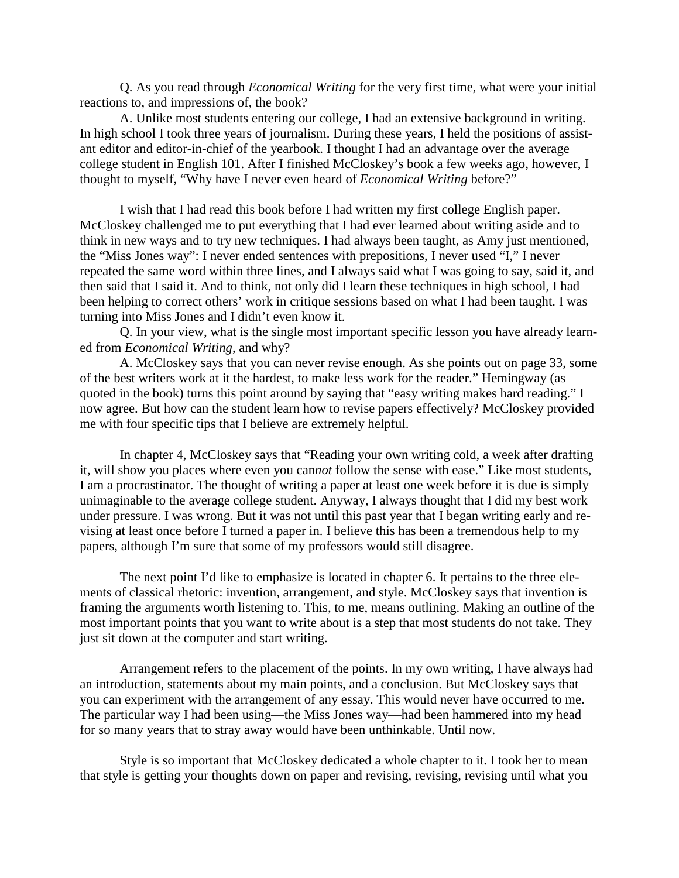Q. As you read through *Economical Writing* for the very first time, what were your initial reactions to, and impressions of, the book?

A. Unlike most students entering our college, I had an extensive background in writing. In high school I took three years of journalism. During these years, I held the positions of assistant editor and editor-in-chief of the yearbook. I thought I had an advantage over the average college student in English 101. After I finished McCloskey's book a few weeks ago, however, I thought to myself, "Why have I never even heard of *Economical Writing* before?"

I wish that I had read this book before I had written my first college English paper. McCloskey challenged me to put everything that I had ever learned about writing aside and to think in new ways and to try new techniques. I had always been taught, as Amy just mentioned, the "Miss Jones way": I never ended sentences with prepositions, I never used "I," I never repeated the same word within three lines, and I always said what I was going to say, said it, and then said that I said it. And to think, not only did I learn these techniques in high school, I had been helping to correct others' work in critique sessions based on what I had been taught. I was turning into Miss Jones and I didn't even know it.

Q. In your view, what is the single most important specific lesson you have already learned from *Economical Writing*, and why?

A. McCloskey says that you can never revise enough. As she points out on page 33, some of the best writers work at it the hardest, to make less work for the reader." Hemingway (as quoted in the book) turns this point around by saying that "easy writing makes hard reading." I now agree. But how can the student learn how to revise papers effectively? McCloskey provided me with four specific tips that I believe are extremely helpful.

In chapter 4, McCloskey says that "Reading your own writing cold, a week after drafting it, will show you places where even you can*not* follow the sense with ease." Like most students, I am a procrastinator. The thought of writing a paper at least one week before it is due is simply unimaginable to the average college student. Anyway, I always thought that I did my best work under pressure. I was wrong. But it was not until this past year that I began writing early and revising at least once before I turned a paper in. I believe this has been a tremendous help to my papers, although I'm sure that some of my professors would still disagree.

The next point I'd like to emphasize is located in chapter 6. It pertains to the three elements of classical rhetoric: invention, arrangement, and style. McCloskey says that invention is framing the arguments worth listening to. This, to me, means outlining. Making an outline of the most important points that you want to write about is a step that most students do not take. They just sit down at the computer and start writing.

Arrangement refers to the placement of the points. In my own writing, I have always had an introduction, statements about my main points, and a conclusion. But McCloskey says that you can experiment with the arrangement of any essay. This would never have occurred to me. The particular way I had been using—the Miss Jones way—had been hammered into my head for so many years that to stray away would have been unthinkable. Until now.

Style is so important that McCloskey dedicated a whole chapter to it. I took her to mean that style is getting your thoughts down on paper and revising, revising, revising until what you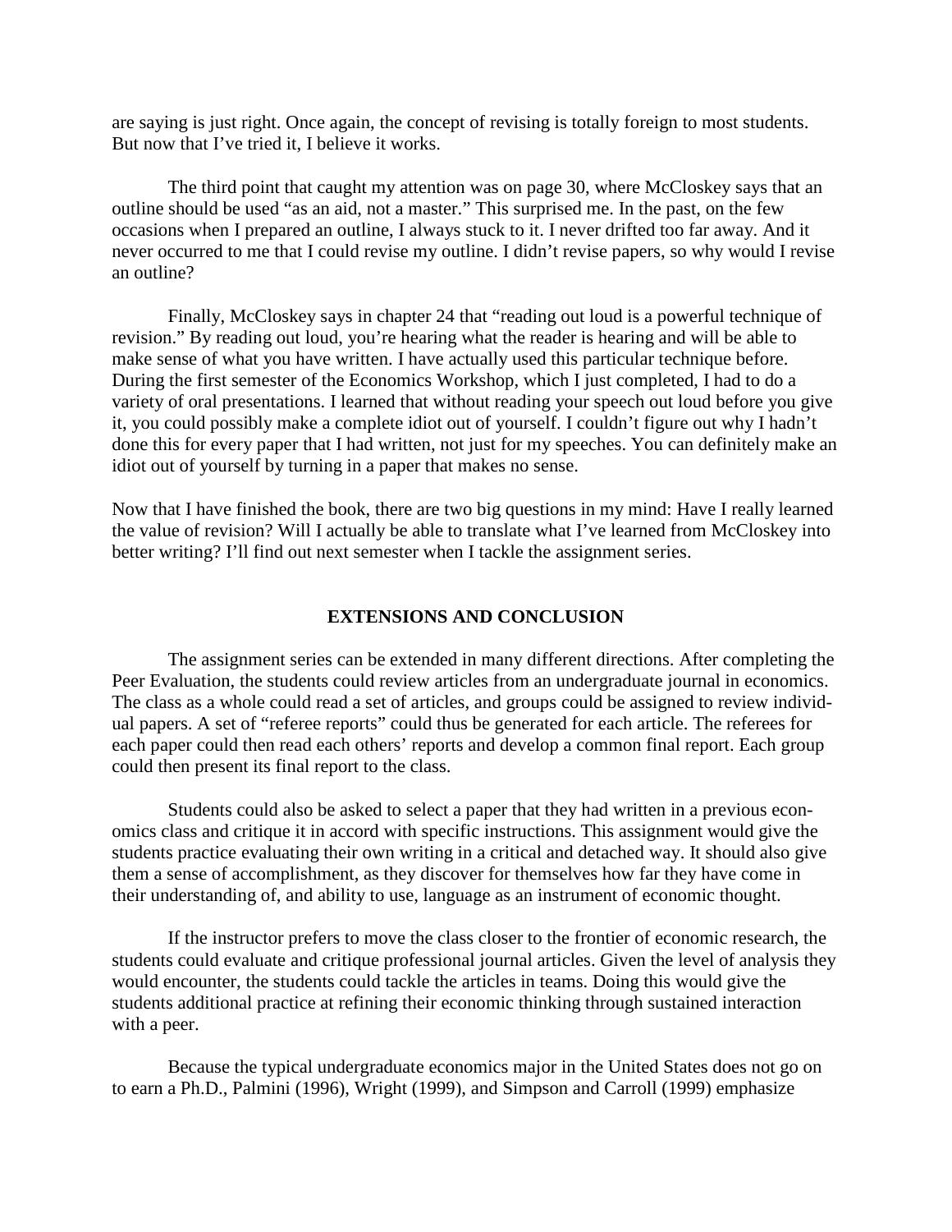are saying is just right. Once again, the concept of revising is totally foreign to most students. But now that I've tried it, I believe it works.

The third point that caught my attention was on page 30, where McCloskey says that an outline should be used "as an aid, not a master." This surprised me. In the past, on the few occasions when I prepared an outline, I always stuck to it. I never drifted too far away. And it never occurred to me that I could revise my outline. I didn't revise papers, so why would I revise an outline?

Finally, McCloskey says in chapter 24 that "reading out loud is a powerful technique of revision." By reading out loud, you're hearing what the reader is hearing and will be able to make sense of what you have written. I have actually used this particular technique before. During the first semester of the Economics Workshop, which I just completed, I had to do a variety of oral presentations. I learned that without reading your speech out loud before you give it, you could possibly make a complete idiot out of yourself. I couldn't figure out why I hadn't done this for every paper that I had written, not just for my speeches. You can definitely make an idiot out of yourself by turning in a paper that makes no sense.

Now that I have finished the book, there are two big questions in my mind: Have I really learned the value of revision? Will I actually be able to translate what I've learned from McCloskey into better writing? I'll find out next semester when I tackle the assignment series.

## EXTENSIONS AND CONCLUSION

The assignment series can be extended in many different directions. After completing the Peer Evaluation, the students could review articles from an undergraduate journal in economics. The class as a whole could read a set of articles, and groups could be assigned to review individual papers. A set of "referee reports" could thus be generated for each article. The referees for each paper could then read each others' reports and develop a common final report. Each group could then present its final report to the class.

Students could also be asked to select a paper that they had written in a previous economics class and critique it in accord with specific instructions. This assignment would give the students practice evaluating their own writing in a critical and detached way. It should also give them a sense of accomplishment, as they discover for themselves how far they have come in their understanding of, and ability to use, language as an instrument of economic thought.

If the instructor prefers to move the class closer to the frontier of economic research, the students could evaluate and critique professional journal articles. Given the level of analysis they would encounter, the students could tackle the articles in teams. Doing this would give the students additional practice at refining their economic thinking through sustained interaction with a peer.

Because the typical undergraduate economics major in the United States does not go on to earn a Ph.D., Palmini (1996), Wright (1999), and Simpson and Carroll (1999) emphasize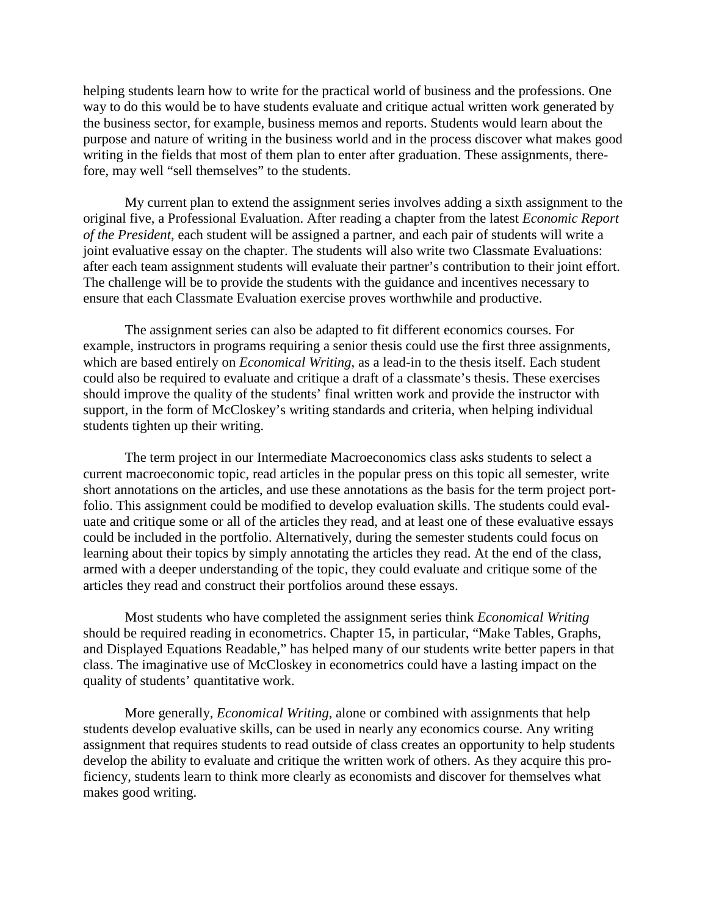helping students learn how to write for the practical world of business and the professions. One way to do this would be to have students evaluate and critique actual written work generated by the business sector, for example, business memos and reports. Students would learn about the purpose and nature of writing in the business world and in the process discover what makes good writing in the fields that most of them plan to enter after graduation. These assignments, therefore, may well "sell themselves" to the students.

My current plan to extend the assignment series involves adding a sixth assignment to the original five, a Professional Evaluation. After reading a chapter from the latest *Economic Report of the President*, each student will be assigned a partner, and each pair of students will write a joint evaluative essay on the chapter. The students will also write two Classmate Evaluations: after each team assignment students will evaluate their partner's contribution to their joint effort. The challenge will be to provide the students with the guidance and incentives necessary to ensure that each Classmate Evaluation exercise proves worthwhile and productive.

The assignment series can also be adapted to fit different economics courses. For example, instructors in programs requiring a senior thesis could use the first three assignments, which are based entirely on *Economical Writing*, as a lead-in to the thesis itself. Each student could also be required to evaluate and critique a draft of a classmate's thesis. These exercises should improve the quality of the students' final written work and provide the instructor with support, in the form of McCloskey's writing standards and criteria, when helping individual students tighten up their writing.

The term project in our Intermediate Macroeconomics class asks students to select a current macroeconomic topic, read articles in the popular press on this topic all semester, write short annotations on the articles, and use these annotations as the basis for the term project portfolio. This assignment could be modified to develop evaluation skills. The students could evaluate and critique some or all of the articles they read, and at least one of these evaluative essays could be included in the portfolio. Alternatively, during the semester students could focus on learning about their topics by simply annotating the articles they read. At the end of the class, armed with a deeper understanding of the topic, they could evaluate and critique some of the articles they read and construct their portfolios around these essays.

Most students who have completed the assignment series think *Economical Writing* should be required reading in econometrics. Chapter 15, in particular, "Make Tables, Graphs, and Displayed Equations Readable," has helped many of our students write better papers in that class. The imaginative use of McCloskey in econometrics could have a lasting impact on the quality of students' quantitative work.

More generally, *Economical Writing*, alone or combined with assignments that help students develop evaluative skills, can be used in nearly any economics course. Any writing assignment that requires students to read outside of class creates an opportunity to help students develop the ability to evaluate and critique the written work of others. As they acquire this proficiency, students learn to think more clearly as economists and discover for themselves what makes good writing.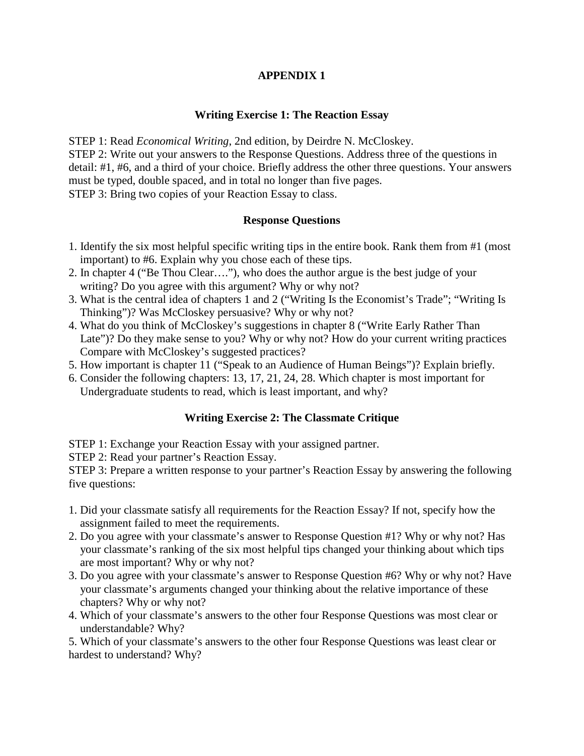# APPENDIX 1

## Writing Exercise 1: The Reaction Essay

STEP 1: Read *Economical Writing*, 2nd edition, by Deirdre N. McCloskey.
STEP 2: Write out your answers to the Response Questions. Address three of the questions in detail: #1, #6, and a third of your choice. Briefly address the other three questions. Your answers must be typed, double spaced, and in total no longer than five pages.
STEP 3: Bring two copies of your Reaction Essay to class.

### Response Questions

1. Identify the six most helpful specific writing tips in the entire book. Rank them from #1 (most important) to #6. Explain why you chose each of these tips.
2. In chapter 4 ("Be Thou Clear…."), who does the author argue is the best judge of your writing? Do you agree with this argument? Why or why not?
3. What is the central idea of chapters 1 and 2 ("Writing Is the Economist's Trade"; "Writing Is Thinking")? Was McCloskey persuasive? Why or why not?
4. What do you think of McCloskey's suggestions in chapter 8 ("Write Early Rather Than Late")? Do they make sense to you? Why or why not? How do your current writing practices Compare with McCloskey's suggested practices?
5. How important is chapter 11 ("Speak to an Audience of Human Beings")? Explain briefly.
6. Consider the following chapters: 13, 17, 21, 24, 28. Which chapter is most important for Undergraduate students to read, which is least important, and why?

## Writing Exercise 2: The Classmate Critique

STEP 1: Exchange your Reaction Essay with your assigned partner.
STEP 2: Read your partner's Reaction Essay.
STEP 3: Prepare a written response to your partner's Reaction Essay by answering the following five questions:

1. Did your classmate satisfy all requirements for the Reaction Essay? If not, specify how the assignment failed to meet the requirements.
2. Do you agree with your classmate's answer to Response Question #1? Why or why not? Has your classmate's ranking of the six most helpful tips changed your thinking about which tips are most important? Why or why not?
3. Do you agree with your classmate's answer to Response Question #6? Why or why not? Have your classmate's arguments changed your thinking about the relative importance of these chapters? Why or why not?
4. Which of your classmate's answers to the other four Response Questions was most clear or understandable? Why?
5. Which of your classmate's answers to the other four Response Questions was least clear or hardest to understand? Why?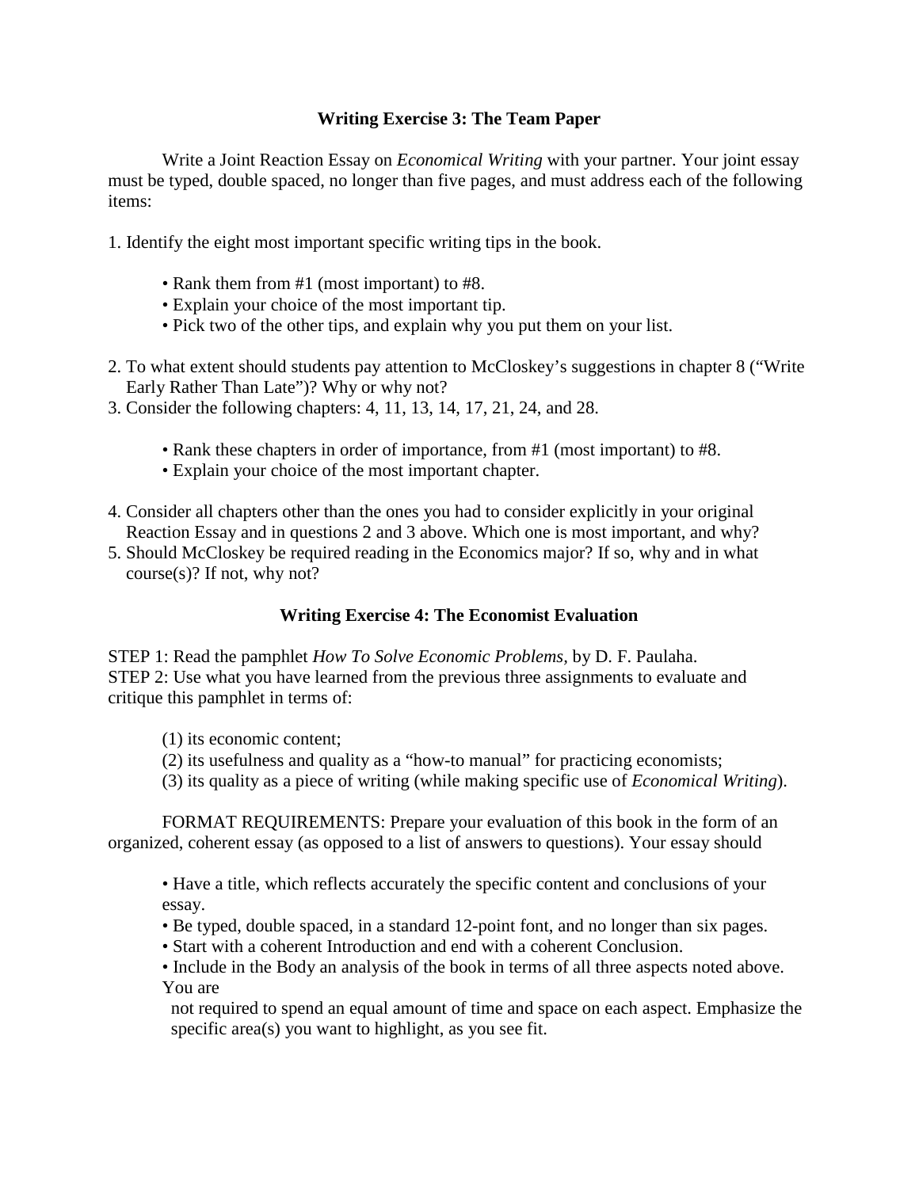## Writing Exercise 3: The Team Paper

Write a Joint Reaction Essay on *Economical Writing* with your partner. Your joint essay must be typed, double spaced, no longer than five pages, and must address each of the following items:

1. Identify the eight most important specific writing tips in the book.
   - Rank them from #1 (most important) to #8.
   - Explain your choice of the most important tip.
   - Pick two of the other tips, and explain why you put them on your list.
2. To what extent should students pay attention to McCloskey's suggestions in chapter 8 ("Write Early Rather Than Late")? Why or why not?
3. Consider the following chapters: 4, 11, 13, 14, 17, 21, 24, and 28.
   - Rank these chapters in order of importance, from #1 (most important) to #8.
   - Explain your choice of the most important chapter.
4. Consider all chapters other than the ones you had to consider explicitly in your original Reaction Essay and in questions 2 and 3 above. Which one is most important, and why?
5. Should McCloskey be required reading in the Economics major? If so, why and in what course(s)? If not, why not?

## Writing Exercise 4: The Economist Evaluation

STEP 1: Read the pamphlet *How To Solve Economic Problems*, by D. F. Paulaha.
STEP 2: Use what you have learned from the previous three assignments to evaluate and critique this pamphlet in terms of:

(1) its economic content;
(2) its usefulness and quality as a "how-to manual" for practicing economists;
(3) its quality as a piece of writing (while making specific use of *Economical Writing*).

FORMAT REQUIREMENTS: Prepare your evaluation of this book in the form of an organized, coherent essay (as opposed to a list of answers to questions). Your essay should

- Have a title, which reflects accurately the specific content and conclusions of your essay.
- Be typed, double spaced, in a standard 12-point font, and no longer than six pages.
- Start with a coherent Introduction and end with a coherent Conclusion.
- Include in the Body an analysis of the book in terms of all three aspects noted above. You are not required to spend an equal amount of time and space on each aspect. Emphasize the specific area(s) you want to highlight, as you see fit.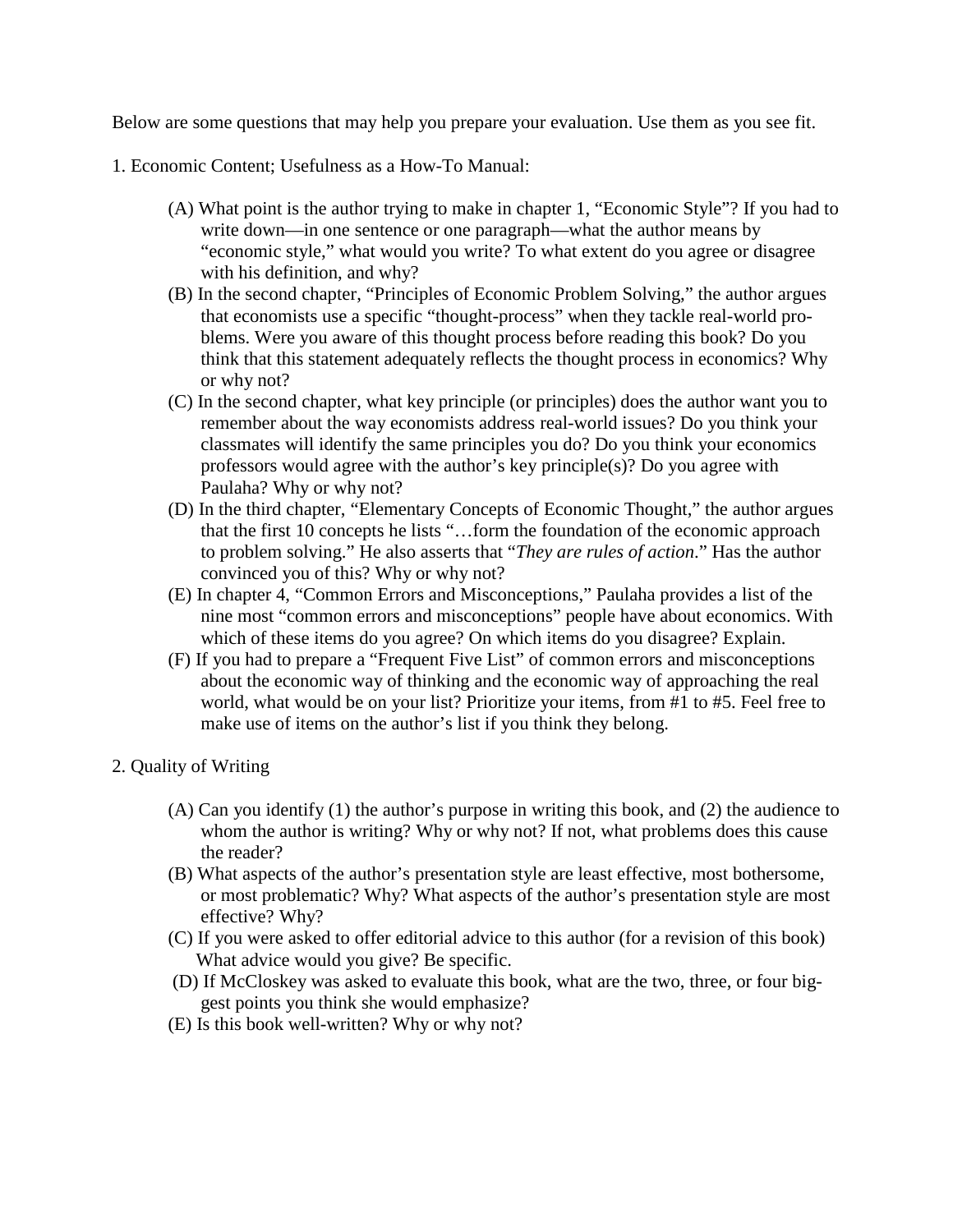Below are some questions that may help you prepare your evaluation. Use them as you see fit.

1. Economic Content; Usefulness as a How-To Manual:

    (A) What point is the author trying to make in chapter 1, "Economic Style"? If you had to write down—in one sentence or one paragraph—what the author means by "economic style," what would you write? To what extent do you agree or disagree with his definition, and why?

    (B) In the second chapter, "Principles of Economic Problem Solving," the author argues that economists use a specific "thought-process" when they tackle real-world problems. Were you aware of this thought process before reading this book? Do you think that this statement adequately reflects the thought process in economics? Why or why not?

    (C) In the second chapter, what key principle (or principles) does the author want you to remember about the way economists address real-world issues? Do you think your classmates will identify the same principles you do? Do you think your economics professors would agree with the author's key principle(s)? Do you agree with Paulaha? Why or why not?

    (D) In the third chapter, "Elementary Concepts of Economic Thought," the author argues that the first 10 concepts he lists "…form the foundation of the economic approach to problem solving." He also asserts that "*They are rules of action*." Has the author convinced you of this? Why or why not?

    (E) In chapter 4, "Common Errors and Misconceptions," Paulaha provides a list of the nine most "common errors and misconceptions" people have about economics. With which of these items do you agree? On which items do you disagree? Explain.

    (F) If you had to prepare a "Frequent Five List" of common errors and misconceptions about the economic way of thinking and the economic way of approaching the real world, what would be on your list? Prioritize your items, from #1 to #5. Feel free to make use of items on the author's list if you think they belong.

2. Quality of Writing

    (A) Can you identify (1) the author's purpose in writing this book, and (2) the audience to whom the author is writing? Why or why not? If not, what problems does this cause the reader?

    (B) What aspects of the author's presentation style are least effective, most bothersome, or most problematic? Why? What aspects of the author's presentation style are most effective? Why?

    (C) If you were asked to offer editorial advice to this author (for a revision of this book) What advice would you give? Be specific.

    (D) If McCloskey was asked to evaluate this book, what are the two, three, or four biggest points you think she would emphasize?

    (E) Is this book well-written? Why or why not?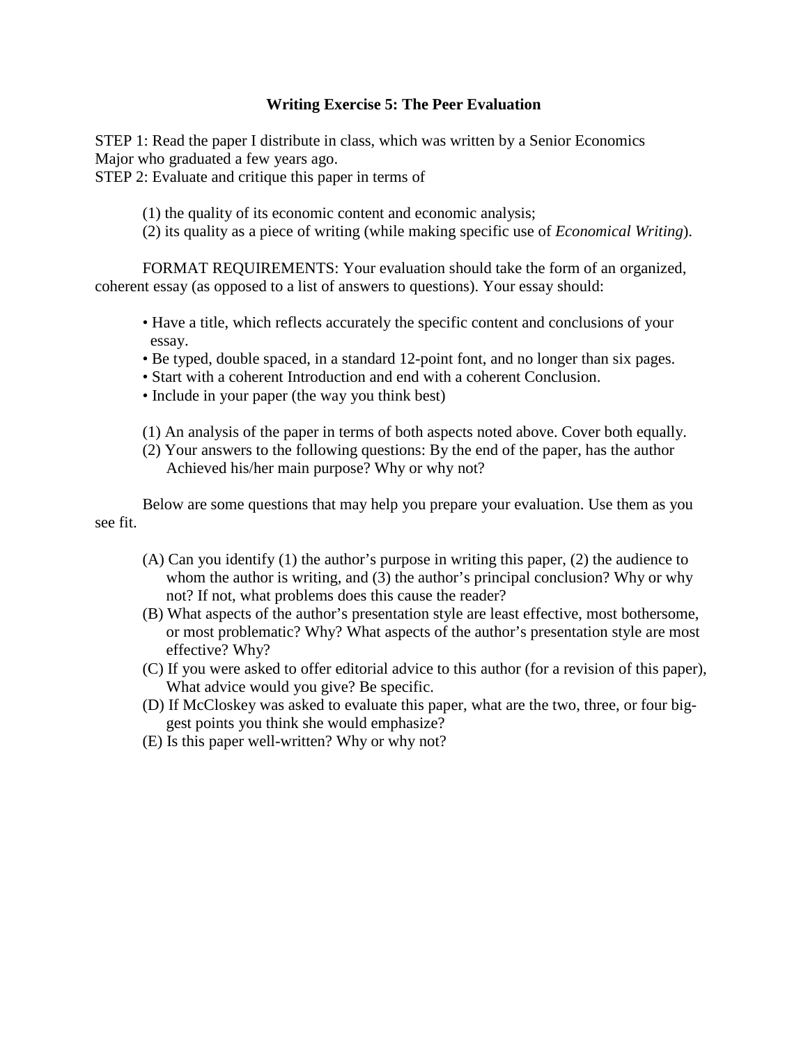## Writing Exercise 5: The Peer Evaluation

STEP 1: Read the paper I distribute in class, which was written by a Senior Economics Major who graduated a few years ago.
STEP 2: Evaluate and critique this paper in terms of

(1) the quality of its economic content and economic analysis;
(2) its quality as a piece of writing (while making specific use of *Economical Writing*).

FORMAT REQUIREMENTS: Your evaluation should take the form of an organized, coherent essay (as opposed to a list of answers to questions). Your essay should:

- Have a title, which reflects accurately the specific content and conclusions of your essay.
- Be typed, double spaced, in a standard 12-point font, and no longer than six pages.
- Start with a coherent Introduction and end with a coherent Conclusion.
- Include in your paper (the way you think best)

(1) An analysis of the paper in terms of both aspects noted above. Cover both equally.
(2) Your answers to the following questions: By the end of the paper, has the author Achieved his/her main purpose? Why or why not?

Below are some questions that may help you prepare your evaluation. Use them as you see fit.

(A) Can you identify (1) the author's purpose in writing this paper, (2) the audience to whom the author is writing, and (3) the author's principal conclusion? Why or why not? If not, what problems does this cause the reader?
(B) What aspects of the author's presentation style are least effective, most bothersome, or most problematic? Why? What aspects of the author's presentation style are most effective? Why?
(C) If you were asked to offer editorial advice to this author (for a revision of this paper), What advice would you give? Be specific.
(D) If McCloskey was asked to evaluate this paper, what are the two, three, or four biggest points you think she would emphasize?
(E) Is this paper well-written? Why or why not?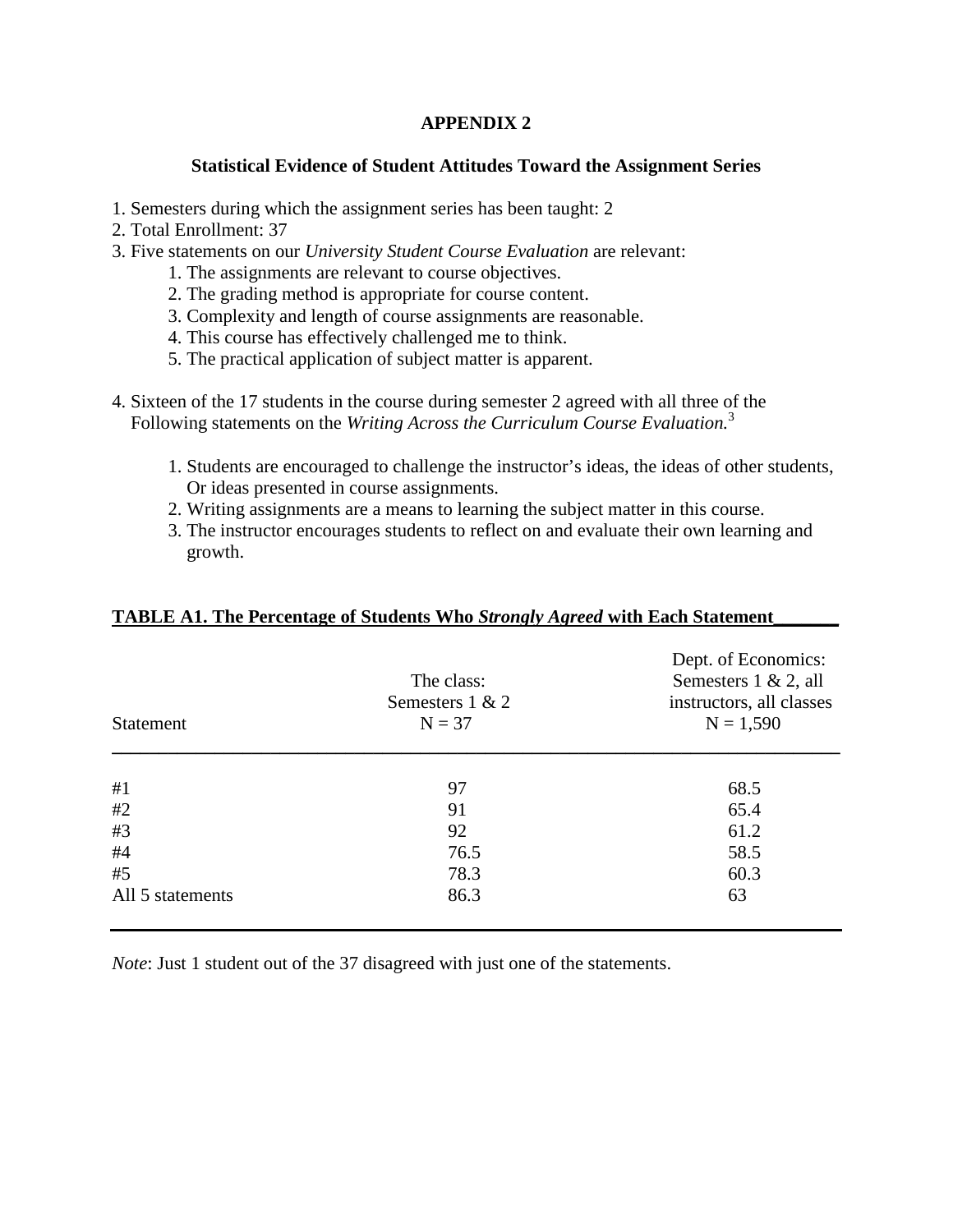## APPENDIX 2

### Statistical Evidence of Student Attitudes Toward the Assignment Series

1. Semesters during which the assignment series has been taught: 2
2. Total Enrollment: 37
3. Five statements on our *University Student Course Evaluation* are relevant:
    1. The assignments are relevant to course objectives.
    2. The grading method is appropriate for course content.
    3. Complexity and length of course assignments are reasonable.
    4. This course has effectively challenged me to think.
    5. The practical application of subject matter is apparent.

4. Sixteen of the 17 students in the course during semester 2 agreed with all three of the Following statements on the *Writing Across the Curriculum Course Evaluation.*[3]

    1. Students are encouraged to challenge the instructor's ideas, the ideas of other students, Or ideas presented in course assignments.
    2. Writing assignments are a means to learning the subject matter in this course.
    3. The instructor encourages students to reflect on and evaluate their own learning and growth.

**TABLE A1. The Percentage of Students Who *Strongly Agreed* with Each Statement**

| Statement | The class: Semesters 1 & 2 N = 37 | Dept. of Economics: Semesters 1 & 2, all instructors, all classes N = 1,590 |
|---|---|---|
| #1 | 97 | 68.5 |
| #2 | 91 | 65.4 |
| #3 | 92 | 61.2 |
| #4 | 76.5 | 58.5 |
| #5 | 78.3 | 60.3 |
| All 5 statements | 86.3 | 63 |

*Note*: Just 1 student out of the 37 disagreed with just one of the statements.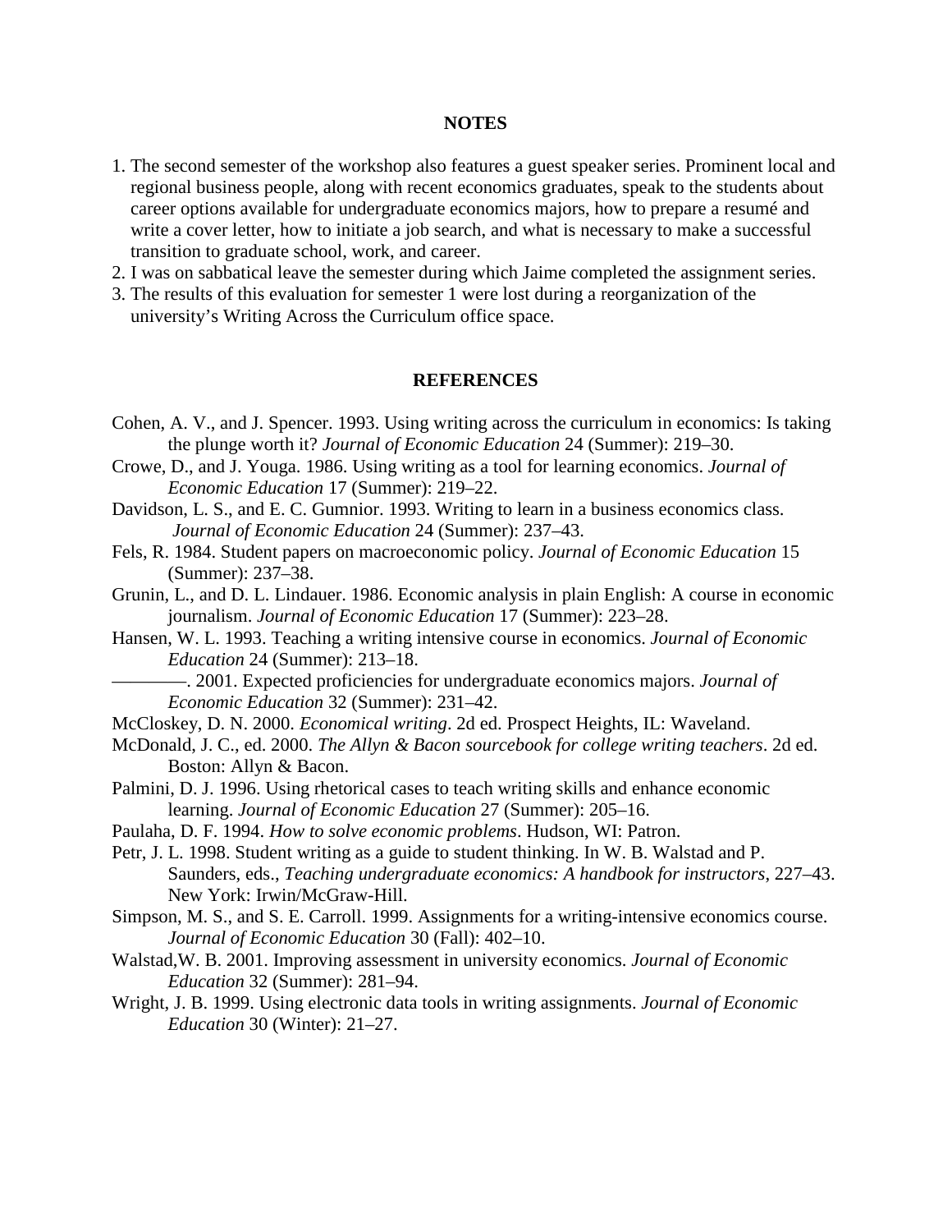## NOTES

1. The second semester of the workshop also features a guest speaker series. Prominent local and regional business people, along with recent economics graduates, speak to the students about career options available for undergraduate economics majors, how to prepare a resumé and write a cover letter, how to initiate a job search, and what is necessary to make a successful transition to graduate school, work, and career.
2. I was on sabbatical leave the semester during which Jaime completed the assignment series.
3. The results of this evaluation for semester 1 were lost during a reorganization of the university's Writing Across the Curriculum office space.

## REFERENCES

Cohen, A. V., and J. Spencer. 1993. Using writing across the curriculum in economics: Is taking the plunge worth it? *Journal of Economic Education* 24 (Summer): 219–30.

Crowe, D., and J. Youga. 1986. Using writing as a tool for learning economics. *Journal of Economic Education* 17 (Summer): 219–22.

Davidson, L. S., and E. C. Gumnior. 1993. Writing to learn in a business economics class. *Journal of Economic Education* 24 (Summer): 237–43.

Fels, R. 1984. Student papers on macroeconomic policy. *Journal of Economic Education* 15 (Summer): 237–38.

Grunin, L., and D. L. Lindauer. 1986. Economic analysis in plain English: A course in economic journalism. *Journal of Economic Education* 17 (Summer): 223–28.

Hansen, W. L. 1993. Teaching a writing intensive course in economics. *Journal of Economic Education* 24 (Summer): 213–18.

————. 2001. Expected proficiencies for undergraduate economics majors. *Journal of Economic Education* 32 (Summer): 231–42.

McCloskey, D. N. 2000. *Economical writing*. 2d ed. Prospect Heights, IL: Waveland.

McDonald, J. C., ed. 2000. *The Allyn & Bacon sourcebook for college writing teachers*. 2d ed. Boston: Allyn & Bacon.

Palmini, D. J. 1996. Using rhetorical cases to teach writing skills and enhance economic learning. *Journal of Economic Education* 27 (Summer): 205–16.

Paulaha, D. F. 1994. *How to solve economic problems*. Hudson, WI: Patron.

Petr, J. L. 1998. Student writing as a guide to student thinking. In W. B. Walstad and P. Saunders, eds., *Teaching undergraduate economics: A handbook for instructors*, 227–43. New York: Irwin/McGraw-Hill.

Simpson, M. S., and S. E. Carroll. 1999. Assignments for a writing-intensive economics course. *Journal of Economic Education* 30 (Fall): 402–10.

Walstad,W. B. 2001. Improving assessment in university economics. *Journal of Economic Education* 32 (Summer): 281–94.

Wright, J. B. 1999. Using electronic data tools in writing assignments. *Journal of Economic Education* 30 (Winter): 21–27.